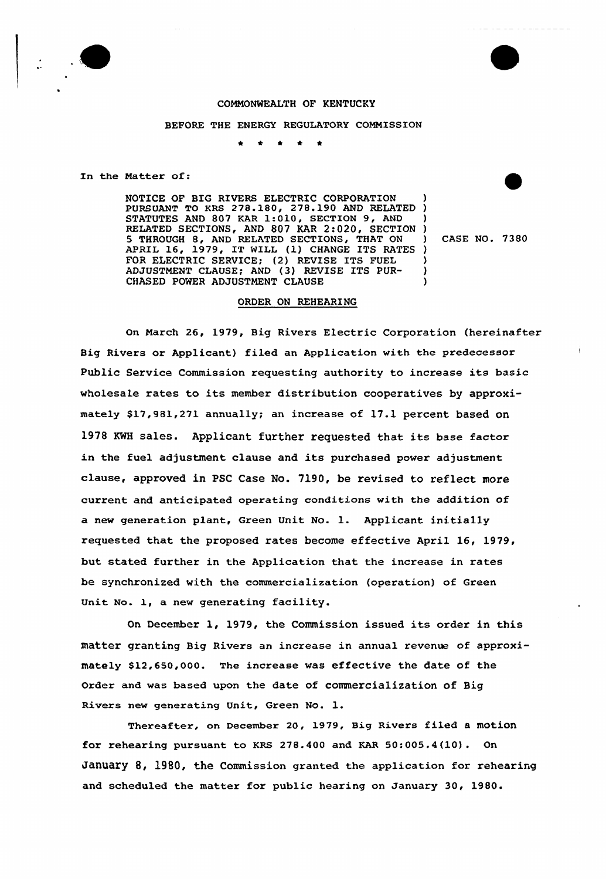COMMONWEALTH OF KENTUCKY

BEFORE THE ENERGY REGULATORY COMMISSION

\* \* \* \* \*

In the Matter of:

| | | |
|---|---|---|
| NOTICE OF BIG RIVERS ELECTRIC CORPORATION PURSUANT TO KRS 278.180, 278.190 AND RELATED STATUTES AND 807 KAR 1:010, SECTION 9, AND RELATED SECTIONS, AND 807 KAR 2:020, SECTION 5 THROUGH 8, AND RELATED SECTIONS, THAT ON APRIL 16, 1979, IT WILL (1) CHANGE ITS RATES FOR ELECTRIC SERVICE; (2) REVISE ITS FUEL ADJUSTMENT CLAUSE; AND (3) REVISE ITS PURCHASED POWER ADJUSTMENT CLAUSE | ) | CASE NO. 7380 |

ORDER ON REHEARING

On March 26, 1979, Big Rivers Electric Corporation (hereinafter Big Rivers or Applicant) filed an Application with the predecessor Public Service Commission requesting authority to increase its basic wholesale rates to its member distribution cooperatives by approximately $17,981,271 annually; an increase of 17.1 percent based on 1978 KWH sales. Applicant further requested that its base factor in the fuel adjustment clause and its purchased power adjustment clause, approved in PSC Case No. 7190, be revised to reflect more current and anticipated operating conditions with the addition of a new generation plant, Green Unit No. 1. Applicant initially requested that the proposed rates become effective April 16, 1979, but stated further in the Application that the increase in rates be synchronized with the commercialization (operation) of Green Unit No. 1, a new generating facility.

On December 1, 1979, the Commission issued its order in this matter granting Big Rivers an increase in annual revenue of approximately $12,650,000. The increase was effective the date of the Order and was based upon the date of commercialization of Big Rivers new generating Unit, Green No. 1.

Thereafter, on December 20, 1979, Big Rivers filed a motion for rehearing pursuant to KRS 278.400 and KAR 50:005.4(10). On January 8, 1980, the Commission granted the application for rehearing and scheduled the matter for public hearing on January 30, 1980.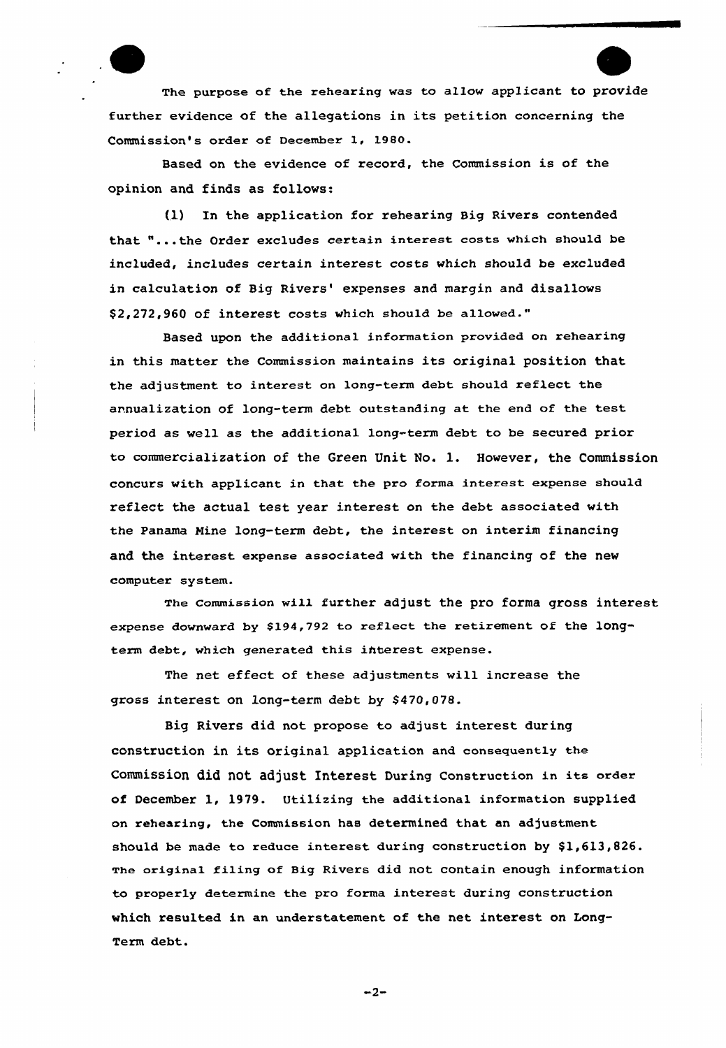The purpose of the rehearing was to allow applicant to provide further evidence of the allegations in its petition concerning the Commission's order of December 1, 1980.

Based on the evidence of record, the Commission is of the opinion and finds as follows:

(1) In the application for rehearing Big Rivers contended that "...the Order excludes certain interest costs which should be included, includes certain interest costs which should be excluded in calculation of Big Rivers' expenses and margin and disallows $2,272,960 of interest costs which should be allowed."

Based upon the additional information provided on rehearing in this matter the Commission maintains its original position that the adjustment to interest on long-term debt should reflect the annualization of long-term debt outstanding at the end of the test period as well as the additional long-term debt to be secured prior to commercialization of the Green Unit No. 1. However, the Commission concurs with applicant in that the pro forma interest expense should reflect the actual test year interest on the debt associated with the Panama Mine long-term debt, the interest on interim financing and the interest expense associated with the financing of the new computer system.

The Commission will further adjust the pro forma gross interest expense downward by $194,792 to reflect the retirement of the long-term debt, which generated this interest expense.

The net effect of these adjustments will increase the gross interest on long-term debt by $470,078.

Big Rivers did not propose to adjust interest during construction in its original application and consequently the Commission did not adjust Interest During Construction in its order of December 1, 1979. Utilizing the additional information supplied on rehearing, the Commission has determined that an adjustment should be made to reduce interest during construction by $1,613,826. The original filing of Big Rivers did not contain enough information to properly determine the pro forma interest during construction which resulted in an understatement of the net interest on Long-Term debt.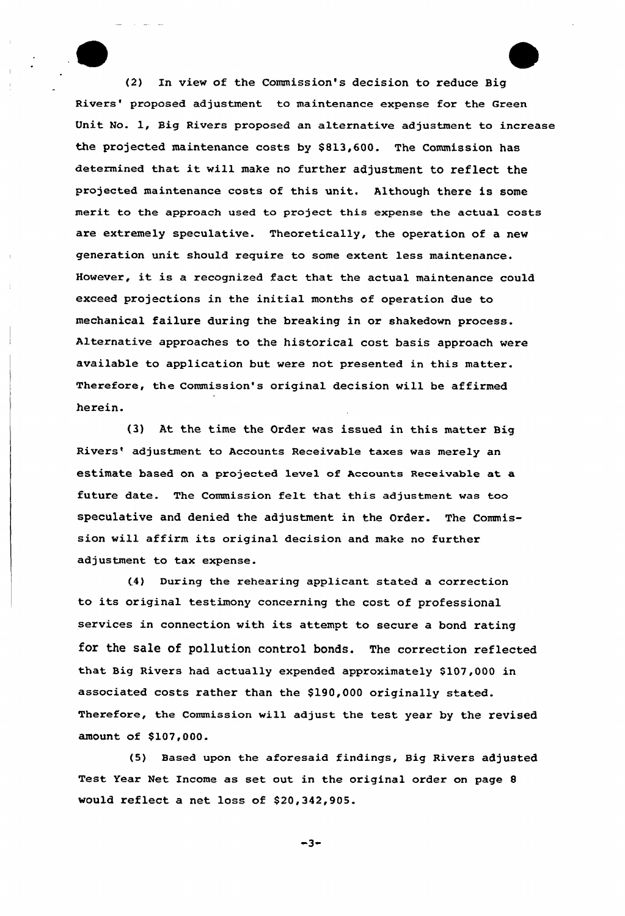(2) In view of the Commission's decision to reduce Big Rivers' proposed adjustment to maintenance expense for the Green Unit No. 1, Big Rivers proposed an alternative adjustment to increase the projected maintenance costs by $813,600. The Commission has determined that it will make no further adjustment to reflect the projected maintenance costs of this unit. Although there is some merit to the approach used to project this expense the actual costs are extremely speculative. Theoretically, the operation of a new generation unit should require to some extent less maintenance. However, it is a recognized fact that the actual maintenance could exceed projections in the initial months of operation due to mechanical failure during the breaking in or shakedown process. Alternative approaches to the historical cost basis approach were available to application but were not presented in this matter. Therefore, the Commission's original decision will be affirmed herein.

(3) At the time the Order was issued in this matter Big Rivers' adjustment to Accounts Receivable taxes was merely an estimate based on a projected level of Accounts Receivable at a future date. The Commission felt that this adjustment was too speculative and denied the adjustment in the Order. The Commission will affirm its original decision and make no further adjustment to tax expense.

(4) During the rehearing applicant stated a correction to its original testimony concerning the cost of professional services in connection with its attempt to secure a bond rating for the sale of pollution control bonds. The correction reflected that Big Rivers had actually expended approximately $107,000 in associated costs rather than the $190,000 originally stated. Therefore, the Commission will adjust the test year by the revised amount of $107,000.

(5) Based upon the aforesaid findings, Big Rivers adjusted Test Year Net Income as set out in the original order on page 8 would reflect a net loss of $20,342,905.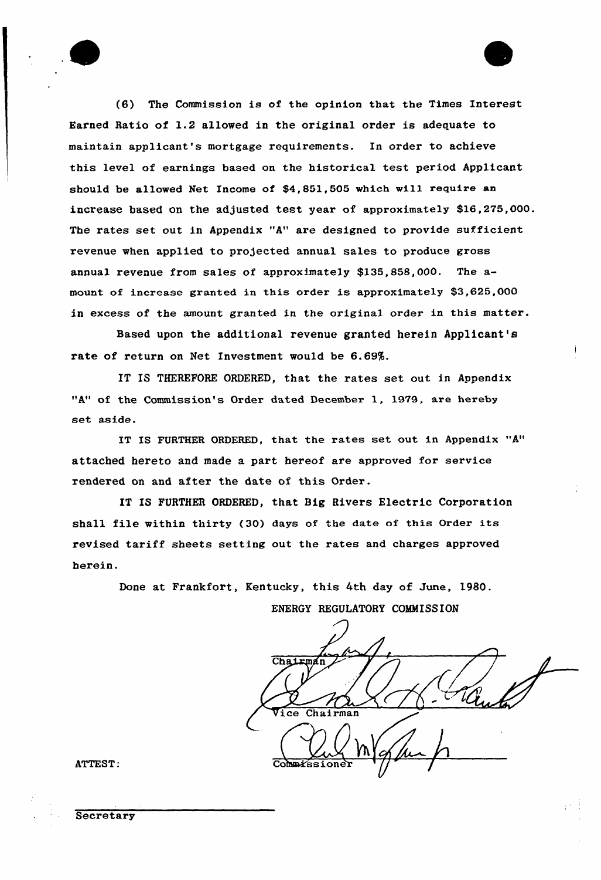(6) The Commission is of the opinion that the Times Interest Earned Ratio of 1.2 allowed in the original order is adequate to maintain applicant's mortgage requirements. In order to achieve this level of earnings based on the historical test period Applicant should be allowed Net Income of $4,851,505 which will require an increase based on the adjusted test year of approximately $16,275,000. The rates set out in Appendix "A" are designed to provide sufficient revenue when applied to projected annual sales to produce gross annual revenue from sales of approximately $135,858,000. The amount of increase granted in this order is approximately $3,625,000 in excess of the amount granted in the original order in this matter.

Based upon the additional revenue granted herein Applicant's rate of return on Net Investment would be 6.69%.

IT IS THEREFORE ORDERED, that the rates set out in Appendix "A" of the Commission's Order dated December 1, 1979, are hereby set aside.

IT IS FURTHER ORDERED, that the rates set out in Appendix "A" attached hereto and made a part hereof are approved for service rendered on and after the date of this Order.

IT IS FURTHER ORDERED, that Big Rivers Electric Corporation shall file within thirty (30) days of the date of this Order its revised tariff sheets setting out the rates and charges approved herein.

Done at Frankfort, Kentucky, this 4th day of June, 1980.

ENERGY REGULATORY COMMISSION

Chairman

Vice Chairman

Commissioner

ATTEST:

Secretary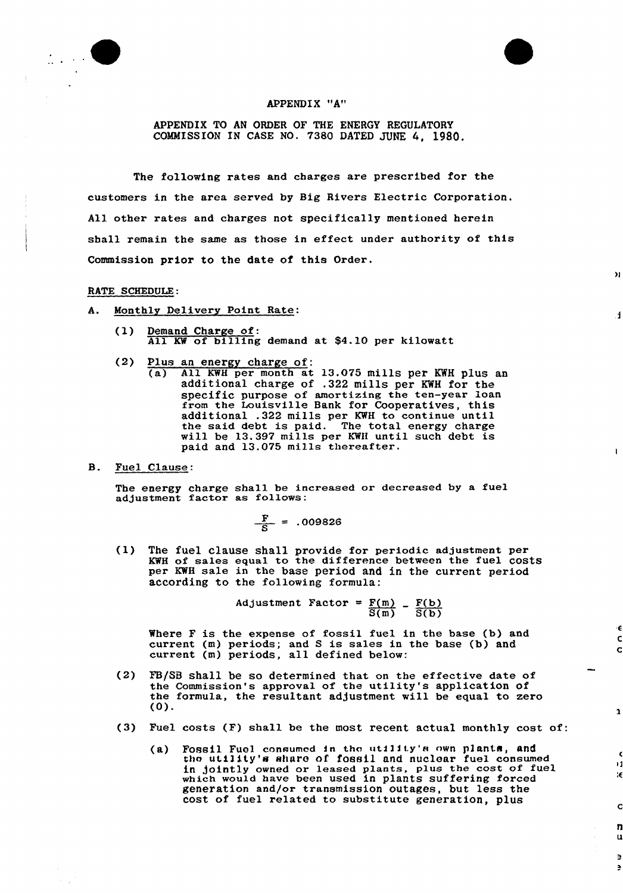APPENDIX "A"

APPENDIX TO AN ORDER OF THE ENERGY REGULATORY COMMISSION IN CASE NO. 7380 DATED JUNE 4, 1980.

The following rates and charges are prescribed for the customers in the area served by Big Rivers Electric Corporation. All other rates and charges not specifically mentioned herein shall remain the same as those in effect under authority of this Commission prior to the date of this Order.

RATE SCHEDULE:

A. Monthly Delivery Point Rate:

   (1) Demand Charge of:
       All KW of billing demand at $4.10 per kilowatt

   (2) Plus an energy charge of:
       (a) All KWH per month at 13.075 mills per KWH plus an additional charge of .322 mills per KWH for the specific purpose of amortizing the ten-year loan from the Louisville Bank for Cooperatives, this additional .322 mills per KWH to continue until the said debt is paid. The total energy charge will be 13.397 mills per KWH until such debt is paid and 13.075 mills thereafter.

B. Fuel Clause:

   The energy charge shall be increased or decreased by a fuel adjustment factor as follows:

$$\frac{F}{S} = .009826$$

   (1) The fuel clause shall provide for periodic adjustment per KWH of sales equal to the difference between the fuel costs per KWH sale in the base period and in the current period according to the following formula:

$$\text{Adjustment Factor} = \frac{F(m)}{S(m)} - \frac{F(b)}{S(b)}$$

   Where F is the expense of fossil fuel in the base (b) and current (m) periods; and S is sales in the base (b) and current (m) periods, all defined below:

   (2) FB/SB shall be so determined that on the effective date of the Commission's approval of the utility's application of the formula, the resultant adjustment will be equal to zero (0).

   (3) Fuel costs (F) shall be the most recent actual monthly cost of:

       (a) Fossil Fuel consumed in the utility's own plants, and the utility's share of fossil and nuclear fuel consumed in jointly owned or leased plants, plus the cost of fuel which would have been used in plants suffering forced generation and/or transmission outages, but less the cost of fuel related to substitute generation, plus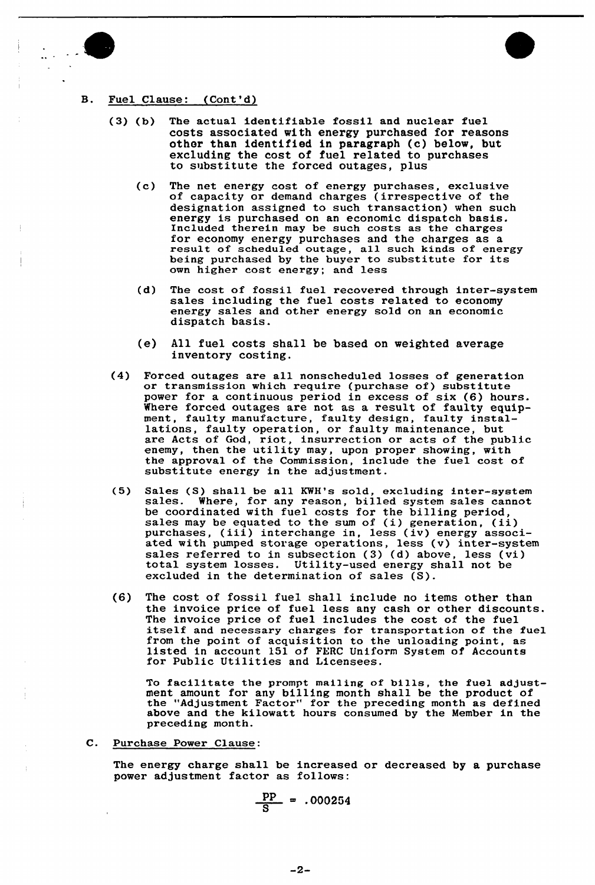B. Fuel Clause: (Cont'd)

(3) (b) The actual identifiable fossil and nuclear fuel costs associated with energy purchased for reasons other than identified in paragraph (c) below, but excluding the cost of fuel related to purchases to substitute the forced outages, plus

(c) The net energy cost of energy purchases, exclusive of capacity or demand charges (irrespective of the designation assigned to such transaction) when such energy is purchased on an economic dispatch basis. Included therein may be such costs as the charges for economy energy purchases and the charges as a result of scheduled outage, all such kinds of energy being purchased by the buyer to substitute for its own higher cost energy; and less

(d) The cost of fossil fuel recovered through inter-system sales including the fuel costs related to economy energy sales and other energy sold on an economic dispatch basis.

(e) All fuel costs shall be based on weighted average inventory costing.

(4) Forced outages are all nonscheduled losses of generation or transmission which require (purchase of) substitute power for a continuous period in excess of six (6) hours. Where forced outages are not as a result of faulty equipment, faulty manufacture, faulty design, faulty installations, faulty operation, or faulty maintenance, but are Acts of God, riot, insurrection or acts of the public enemy, then the utility may, upon proper showing, with the approval of the Commission, include the fuel cost of substitute energy in the adjustment.

(5) Sales (S) shall be all KWH's sold, excluding inter-system sales. Where, for any reason, billed system sales cannot be coordinated with fuel costs for the billing period, sales may be equated to the sum of (i) generation, (ii) purchases, (iii) interchange in, less (iv) energy associated with pumped storage operations, less (v) inter-system sales referred to in subsection (3) (d) above, less (vi) total system losses. Utility-used energy shall not be excluded in the determination of sales (S).

(6) The cost of fossil fuel shall include no items other than the invoice price of fuel less any cash or other discounts. The invoice price of fuel includes the cost of the fuel itself and necessary charges for transportation of the fuel from the point of acquisition to the unloading point, as listed in account 151 of FERC Uniform System of Accounts for Public Utilities and Licensees.

To facilitate the prompt mailing of bills, the fuel adjustment amount for any billing month shall be the product of the "Adjustment Factor" for the preceding month as defined above and the kilowatt hours consumed by the Member in the preceding month.

C. Purchase Power Clause:

The energy charge shall be increased or decreased by a purchase power adjustment factor as follows:

$$\frac{PP}{S} = .000254$$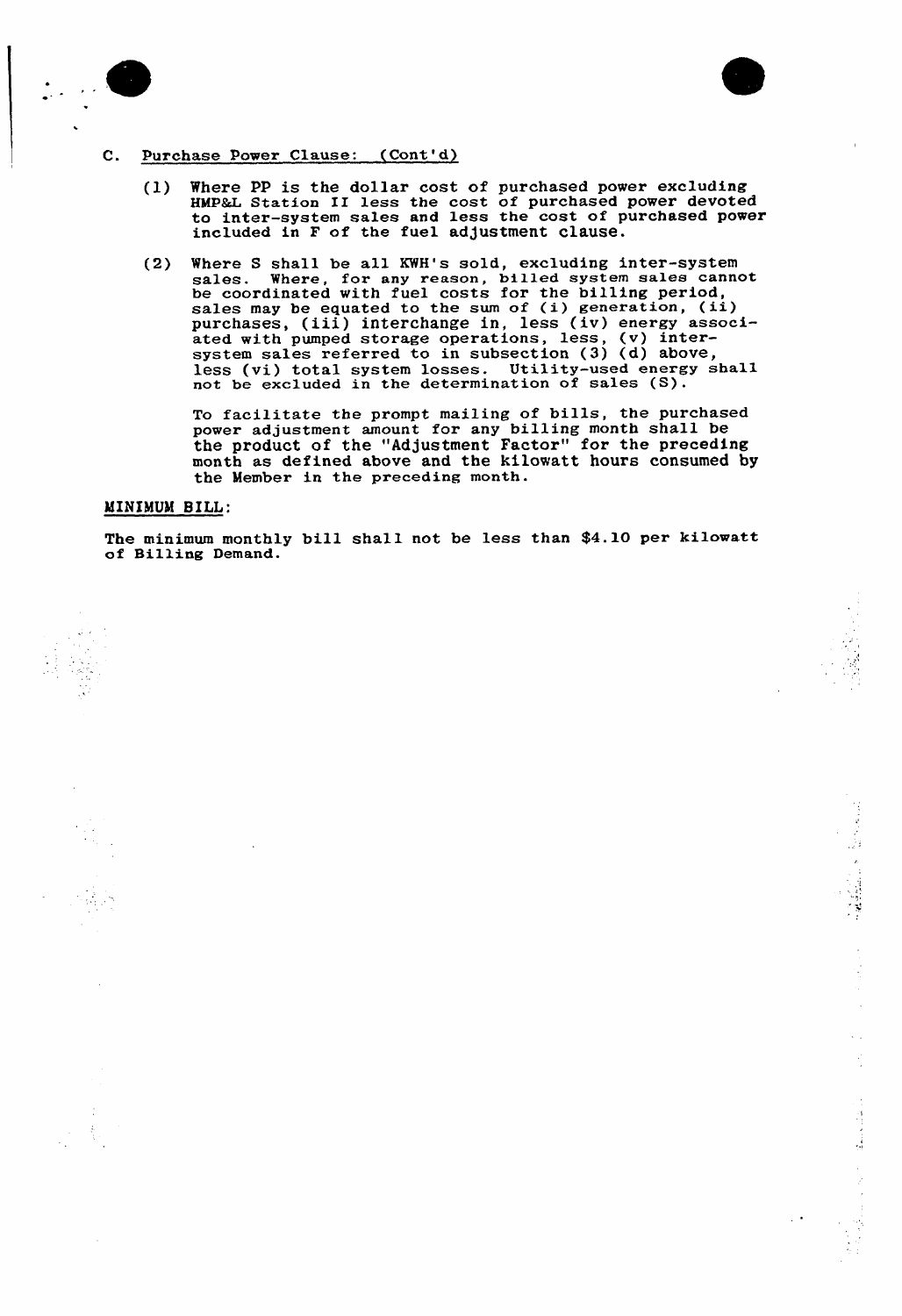C. Purchase Power Clause: (Cont'd)

(1) Where PP is the dollar cost of purchased power excluding HMP&L Station II less the cost of purchased power devoted to inter-system sales and less the cost of purchased power included in F of the fuel adjustment clause.

(2) Where S shall be all KWH's sold, excluding inter-system sales. Where, for any reason, billed system sales cannot be coordinated with fuel costs for the billing period, sales may be equated to the sum of (i) generation, (ii) purchases, (iii) interchange in, less (iv) energy associated with pumped storage operations, less, (v) inter-system sales referred to in subsection (3) (d) above, less (vi) total system losses. Utility-used energy shall not be excluded in the determination of sales (S).

To facilitate the prompt mailing of bills, the purchased power adjustment amount for any billing month shall be the product of the "Adjustment Factor" for the preceding month as defined above and the kilowatt hours consumed by the Member in the preceding month.

MINIMUM BILL:

The minimum monthly bill shall not be less than $4.10 per kilowatt of Billing Demand.